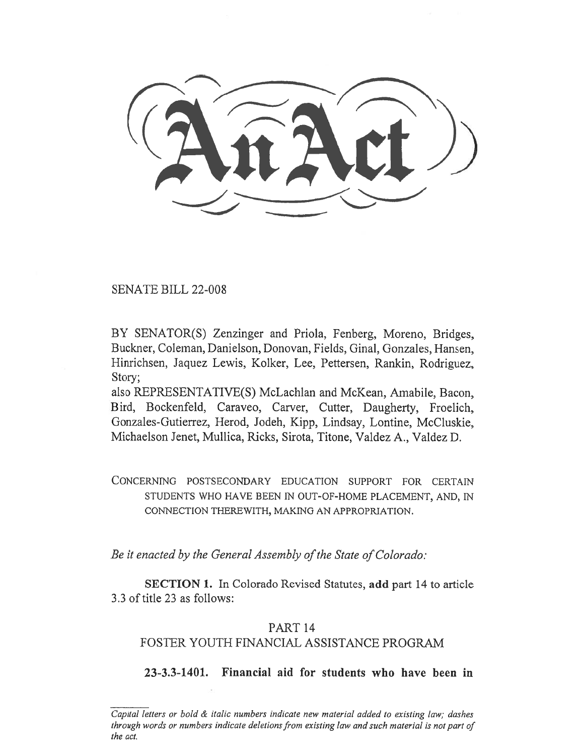# An Act

SENATE BILL 22-008

BY SENATOR(S) Zenzinger and Priola, Fenberg, Moreno, Bridges, Buckner, Coleman, Danielson, Donovan, Fields, Ginal, Gonzales, Hansen, Hinrichsen, Jaquez Lewis, Kolker, Lee, Pettersen, Rankin, Rodriguez, Story;
also REPRESENTATIVE(S) McLachlan and McKean, Amabile, Bacon, Bird, Bockenfeld, Caraveo, Carver, Cutter, Daugherty, Froelich, Gonzales-Gutierrez, Herod, Jodeh, Kipp, Lindsay, Lontine, McCluskie, Michaelson Jenet, Mullica, Ricks, Sirota, Titone, Valdez A., Valdez D.

CONCERNING POSTSECONDARY EDUCATION SUPPORT FOR CERTAIN STUDENTS WHO HAVE BEEN IN OUT-OF-HOME PLACEMENT, AND, IN CONNECTION THEREWITH, MAKING AN APPROPRIATION.

*Be it enacted by the General Assembly of the State of Colorado:*

**SECTION 1.** In Colorado Revised Statutes, **add** part 14 to article 3.3 of title 23 as follows:

PART 14
FOSTER YOUTH FINANCIAL ASSISTANCE PROGRAM

**23-3.3-1401. Financial aid for students who have been in**

---

*Capital letters or bold & italic numbers indicate new material added to existing law; dashes through words or numbers indicate deletions from existing law and such material is not part of the act.*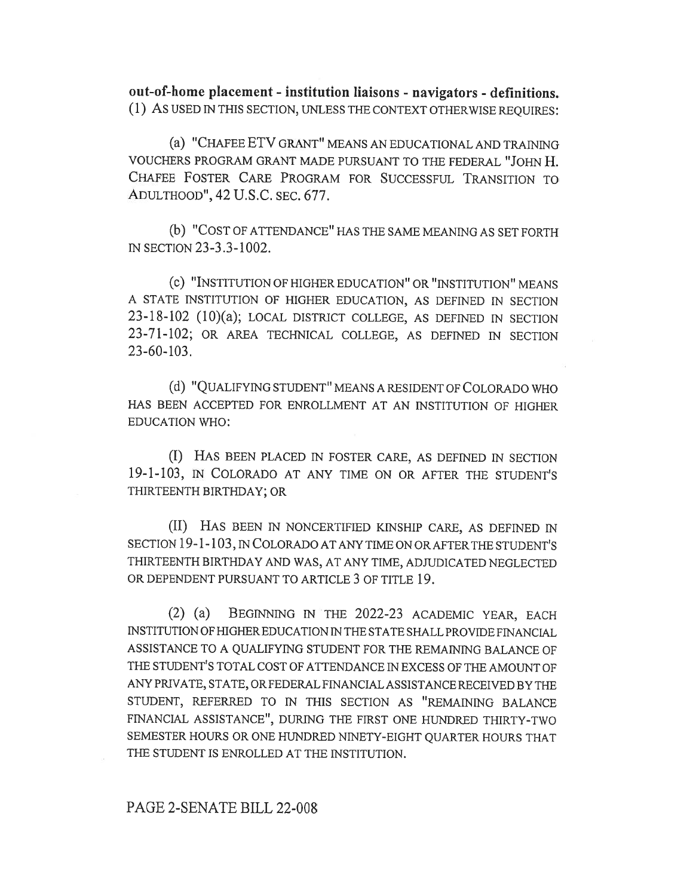**out-of-home placement - institution liaisons - navigators - definitions.** (1) AS USED IN THIS SECTION, UNLESS THE CONTEXT OTHERWISE REQUIRES:

(a) "CHAFEE ETV GRANT" MEANS AN EDUCATIONAL AND TRAINING VOUCHERS PROGRAM GRANT MADE PURSUANT TO THE FEDERAL "JOHN H. CHAFEE FOSTER CARE PROGRAM FOR SUCCESSFUL TRANSITION TO ADULTHOOD", 42 U.S.C. SEC. 677.

(b) "COST OF ATTENDANCE" HAS THE SAME MEANING AS SET FORTH IN SECTION 23-3.3-1002.

(c) "INSTITUTION OF HIGHER EDUCATION" OR "INSTITUTION" MEANS A STATE INSTITUTION OF HIGHER EDUCATION, AS DEFINED IN SECTION 23-18-102 (10)(a); LOCAL DISTRICT COLLEGE, AS DEFINED IN SECTION 23-71-102; OR AREA TECHNICAL COLLEGE, AS DEFINED IN SECTION 23-60-103.

(d) "QUALIFYING STUDENT" MEANS A RESIDENT OF COLORADO WHO HAS BEEN ACCEPTED FOR ENROLLMENT AT AN INSTITUTION OF HIGHER EDUCATION WHO:

(I) HAS BEEN PLACED IN FOSTER CARE, AS DEFINED IN SECTION 19-1-103, IN COLORADO AT ANY TIME ON OR AFTER THE STUDENT'S THIRTEENTH BIRTHDAY; OR

(II) HAS BEEN IN NONCERTIFIED KINSHIP CARE, AS DEFINED IN SECTION 19-1-103, IN COLORADO AT ANY TIME ON OR AFTER THE STUDENT'S THIRTEENTH BIRTHDAY AND WAS, AT ANY TIME, ADJUDICATED NEGLECTED OR DEPENDENT PURSUANT TO ARTICLE 3 OF TITLE 19.

(2) (a) BEGINNING IN THE 2022-23 ACADEMIC YEAR, EACH INSTITUTION OF HIGHER EDUCATION IN THE STATE SHALL PROVIDE FINANCIAL ASSISTANCE TO A QUALIFYING STUDENT FOR THE REMAINING BALANCE OF THE STUDENT'S TOTAL COST OF ATTENDANCE IN EXCESS OF THE AMOUNT OF ANY PRIVATE, STATE, OR FEDERAL FINANCIAL ASSISTANCE RECEIVED BY THE STUDENT, REFERRED TO IN THIS SECTION AS "REMAINING BALANCE FINANCIAL ASSISTANCE", DURING THE FIRST ONE HUNDRED THIRTY-TWO SEMESTER HOURS OR ONE HUNDRED NINETY-EIGHT QUARTER HOURS THAT THE STUDENT IS ENROLLED AT THE INSTITUTION.

PAGE 2-SENATE BILL 22-008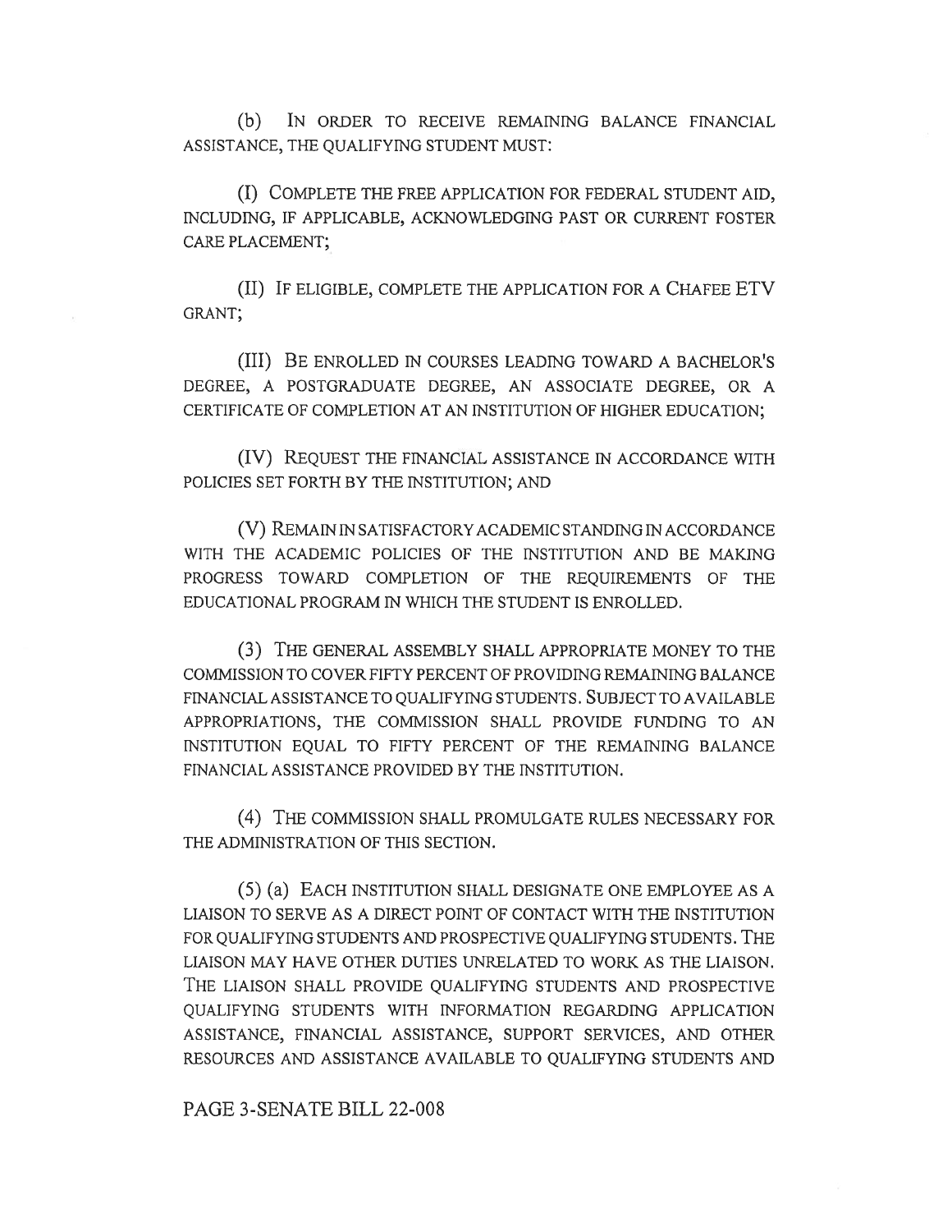(b) IN ORDER TO RECEIVE REMAINING BALANCE FINANCIAL ASSISTANCE, THE QUALIFYING STUDENT MUST:

(I) COMPLETE THE FREE APPLICATION FOR FEDERAL STUDENT AID, INCLUDING, IF APPLICABLE, ACKNOWLEDGING PAST OR CURRENT FOSTER CARE PLACEMENT;

(II) IF ELIGIBLE, COMPLETE THE APPLICATION FOR A CHAFEE ETV GRANT;

(III) BE ENROLLED IN COURSES LEADING TOWARD A BACHELOR'S DEGREE, A POSTGRADUATE DEGREE, AN ASSOCIATE DEGREE, OR A CERTIFICATE OF COMPLETION AT AN INSTITUTION OF HIGHER EDUCATION;

(IV) REQUEST THE FINANCIAL ASSISTANCE IN ACCORDANCE WITH POLICIES SET FORTH BY THE INSTITUTION; AND

(V) REMAIN IN SATISFACTORY ACADEMIC STANDING IN ACCORDANCE WITH THE ACADEMIC POLICIES OF THE INSTITUTION AND BE MAKING PROGRESS TOWARD COMPLETION OF THE REQUIREMENTS OF THE EDUCATIONAL PROGRAM IN WHICH THE STUDENT IS ENROLLED.

(3) THE GENERAL ASSEMBLY SHALL APPROPRIATE MONEY TO THE COMMISSION TO COVER FIFTY PERCENT OF PROVIDING REMAINING BALANCE FINANCIAL ASSISTANCE TO QUALIFYING STUDENTS. SUBJECT TO AVAILABLE APPROPRIATIONS, THE COMMISSION SHALL PROVIDE FUNDING TO AN INSTITUTION EQUAL TO FIFTY PERCENT OF THE REMAINING BALANCE FINANCIAL ASSISTANCE PROVIDED BY THE INSTITUTION.

(4) THE COMMISSION SHALL PROMULGATE RULES NECESSARY FOR THE ADMINISTRATION OF THIS SECTION.

(5) (a) EACH INSTITUTION SHALL DESIGNATE ONE EMPLOYEE AS A LIAISON TO SERVE AS A DIRECT POINT OF CONTACT WITH THE INSTITUTION FOR QUALIFYING STUDENTS AND PROSPECTIVE QUALIFYING STUDENTS. THE LIAISON MAY HAVE OTHER DUTIES UNRELATED TO WORK AS THE LIAISON. THE LIAISON SHALL PROVIDE QUALIFYING STUDENTS AND PROSPECTIVE QUALIFYING STUDENTS WITH INFORMATION REGARDING APPLICATION ASSISTANCE, FINANCIAL ASSISTANCE, SUPPORT SERVICES, AND OTHER RESOURCES AND ASSISTANCE AVAILABLE TO QUALIFYING STUDENTS AND

PAGE 3-SENATE BILL 22-008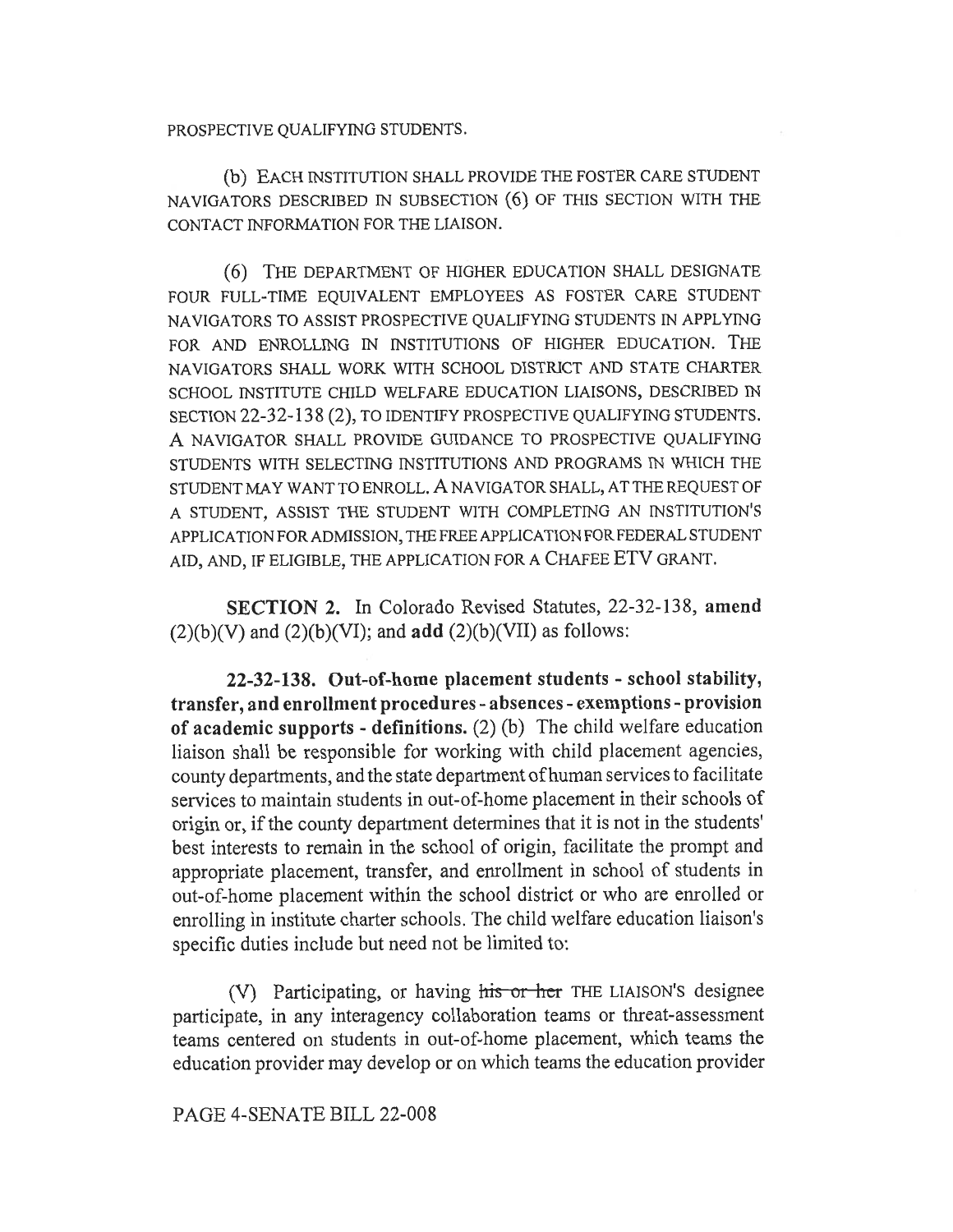PROSPECTIVE QUALIFYING STUDENTS.

(b) EACH INSTITUTION SHALL PROVIDE THE FOSTER CARE STUDENT NAVIGATORS DESCRIBED IN SUBSECTION (6) OF THIS SECTION WITH THE CONTACT INFORMATION FOR THE LIAISON.

(6) THE DEPARTMENT OF HIGHER EDUCATION SHALL DESIGNATE FOUR FULL-TIME EQUIVALENT EMPLOYEES AS FOSTER CARE STUDENT NAVIGATORS TO ASSIST PROSPECTIVE QUALIFYING STUDENTS IN APPLYING FOR AND ENROLLING IN INSTITUTIONS OF HIGHER EDUCATION. THE NAVIGATORS SHALL WORK WITH SCHOOL DISTRICT AND STATE CHARTER SCHOOL INSTITUTE CHILD WELFARE EDUCATION LIAISONS, DESCRIBED IN SECTION 22-32-138 (2), TO IDENTIFY PROSPECTIVE QUALIFYING STUDENTS. A NAVIGATOR SHALL PROVIDE GUIDANCE TO PROSPECTIVE QUALIFYING STUDENTS WITH SELECTING INSTITUTIONS AND PROGRAMS IN WHICH THE STUDENT MAY WANT TO ENROLL. A NAVIGATOR SHALL, AT THE REQUEST OF A STUDENT, ASSIST THE STUDENT WITH COMPLETING AN INSTITUTION'S APPLICATION FOR ADMISSION, THE FREE APPLICATION FOR FEDERAL STUDENT AID, AND, IF ELIGIBLE, THE APPLICATION FOR A CHAFEE ETV GRANT.

**SECTION 2.** In Colorado Revised Statutes, 22-32-138, **amend** (2)(b)(V) and (2)(b)(VI); and **add** (2)(b)(VII) as follows:

**22-32-138. Out-of-home placement students - school stability, transfer, and enrollment procedures - absences - exemptions - provision of academic supports - definitions.** (2) (b) The child welfare education liaison shall be responsible for working with child placement agencies, county departments, and the state department of human services to facilitate services to maintain students in out-of-home placement in their schools of origin or, if the county department determines that it is not in the students' best interests to remain in the school of origin, facilitate the prompt and appropriate placement, transfer, and enrollment in school of students in out-of-home placement within the school district or who are enrolled or enrolling in institute charter schools. The child welfare education liaison's specific duties include but need not be limited to:

(V) Participating, or having ~~his or her~~ THE LIAISON'S designee participate, in any interagency collaboration teams or threat-assessment teams centered on students in out-of-home placement, which teams the education provider may develop or on which teams the education provider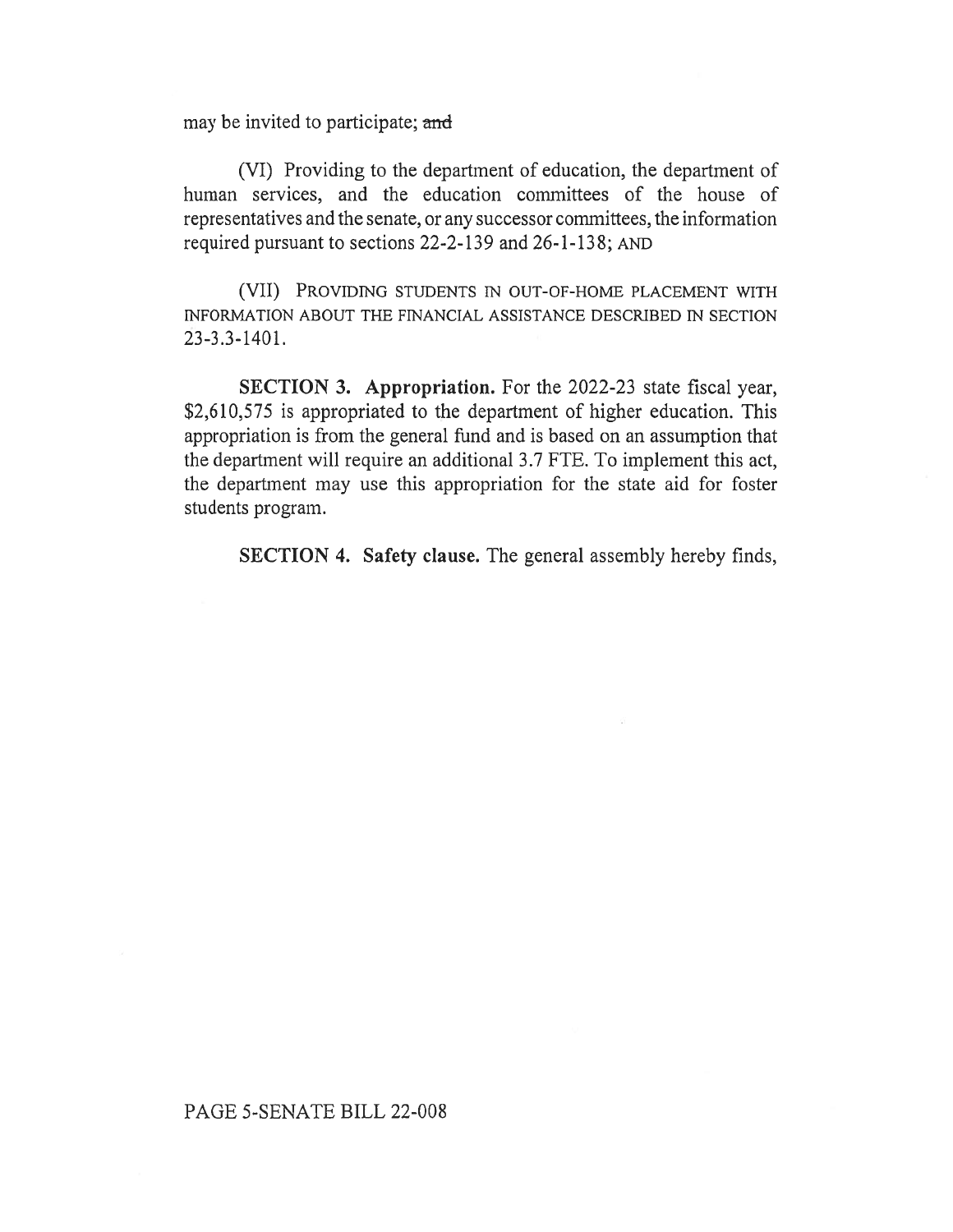may be invited to participate; ~~and~~

(VI) Providing to the department of education, the department of human services, and the education committees of the house of representatives and the senate, or any successor committees, the information required pursuant to sections 22-2-139 and 26-1-138; AND

(VII) PROVIDING STUDENTS IN OUT-OF-HOME PLACEMENT WITH INFORMATION ABOUT THE FINANCIAL ASSISTANCE DESCRIBED IN SECTION 23-3.3-1401.

**SECTION 3. Appropriation.** For the 2022-23 state fiscal year, $2,610,575 is appropriated to the department of higher education. This appropriation is from the general fund and is based on an assumption that the department will require an additional 3.7 FTE. To implement this act, the department may use this appropriation for the state aid for foster students program.

**SECTION 4. Safety clause.** The general assembly hereby finds,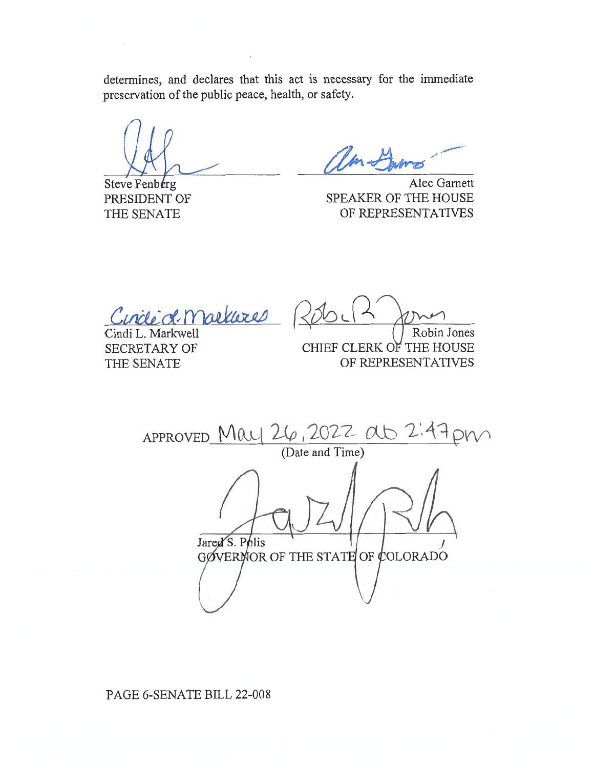determines, and declares that this act is necessary for the immediate preservation of the public peace, health, or safety.

Steve Fenberg
PRESIDENT OF
THE SENATE

Alec Garnett
SPEAKER OF THE HOUSE
OF REPRESENTATIVES

Cindi L. Markwell
SECRETARY OF
THE SENATE

Robin Jones
CHIEF CLERK OF THE HOUSE
OF REPRESENTATIVES

APPROVED May 26, 2022 at 2:47 pm
(Date and Time)

Jared S. Polis
GOVERNOR OF THE STATE OF COLORADO

PAGE 6-SENATE BILL 22-008